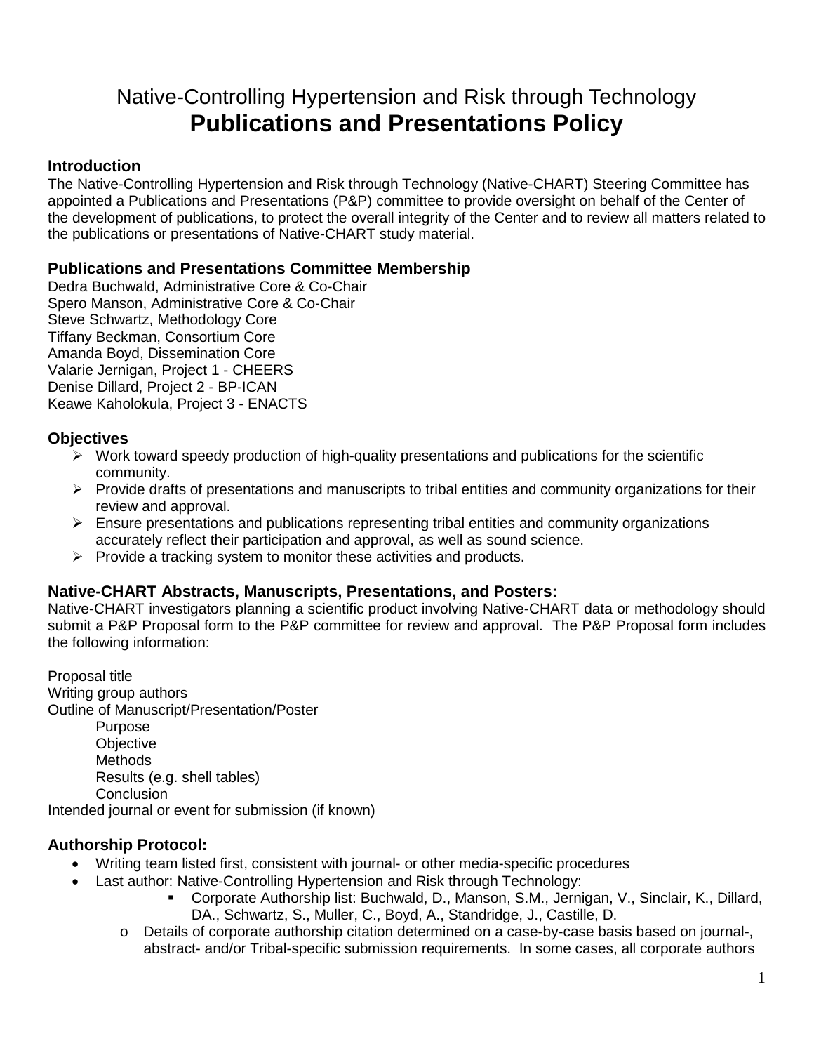# Native-Controlling Hypertension and Risk through Technology
# **Publications and Presentations Policy**

## Introduction

The Native-Controlling Hypertension and Risk through Technology (Native-CHART) Steering Committee has appointed a Publications and Presentations (P&P) committee to provide oversight on behalf of the Center of the development of publications, to protect the overall integrity of the Center and to review all matters related to the publications or presentations of Native-CHART study material.

## Publications and Presentations Committee Membership

Dedra Buchwald, Administrative Core & Co-Chair
Spero Manson, Administrative Core & Co-Chair
Steve Schwartz, Methodology Core
Tiffany Beckman, Consortium Core
Amanda Boyd, Dissemination Core
Valarie Jernigan, Project 1 - CHEERS
Denise Dillard, Project 2 - BP-ICAN
Keawe Kaholokula, Project 3 - ENACTS

## Objectives

- Work toward speedy production of high-quality presentations and publications for the scientific community.
- Provide drafts of presentations and manuscripts to tribal entities and community organizations for their review and approval.
- Ensure presentations and publications representing tribal entities and community organizations accurately reflect their participation and approval, as well as sound science.
- Provide a tracking system to monitor these activities and products.

## Native-CHART Abstracts, Manuscripts, Presentations, and Posters:

Native-CHART investigators planning a scientific product involving Native-CHART data or methodology should submit a P&P Proposal form to the P&P committee for review and approval. The P&P Proposal form includes the following information:

Proposal title
Writing group authors
Outline of Manuscript/Presentation/Poster
- Purpose
- Objective
- Methods
- Results (e.g. shell tables)
- Conclusion

Intended journal or event for submission (if known)

## Authorship Protocol:

- Writing team listed first, consistent with journal- or other media-specific procedures
- Last author: Native-Controlling Hypertension and Risk through Technology:
    - Corporate Authorship list: Buchwald, D., Manson, S.M., Jernigan, V., Sinclair, K., Dillard, DA., Schwartz, S., Muller, C., Boyd, A., Standridge, J., Castille, D.
  - Details of corporate authorship citation determined on a case-by-case basis based on journal-, abstract- and/or Tribal-specific submission requirements. In some cases, all corporate authors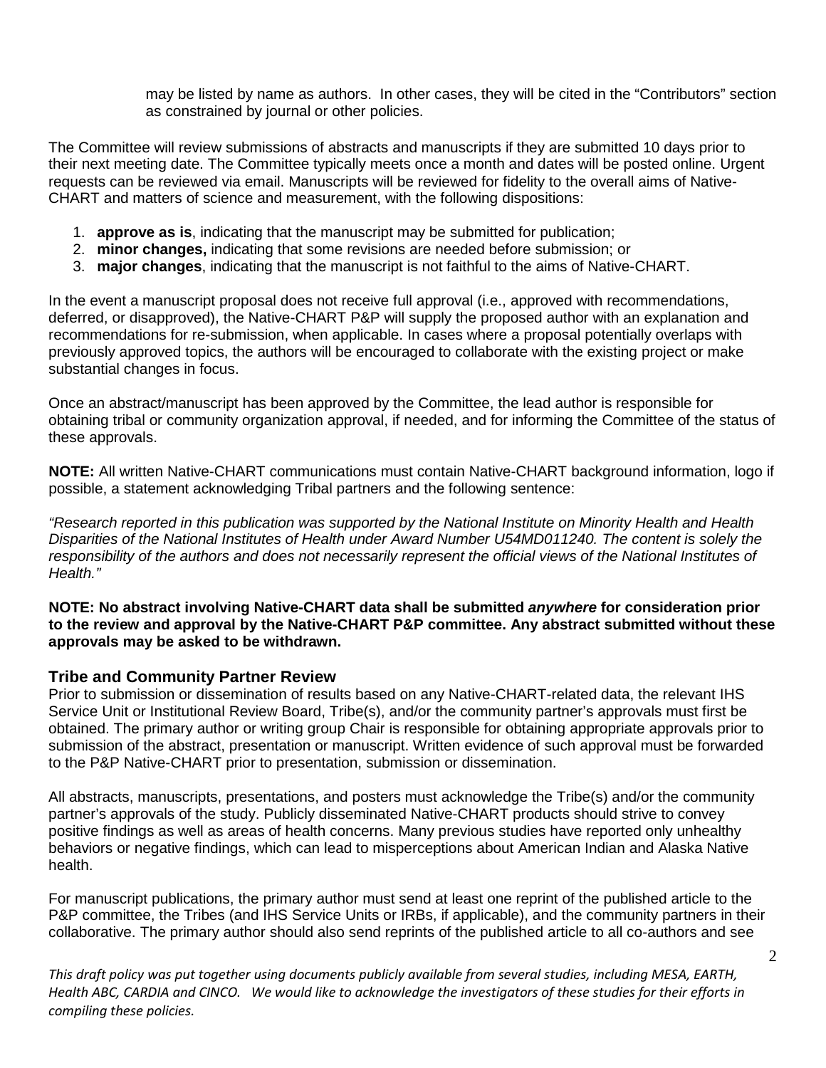may be listed by name as authors. In other cases, they will be cited in the "Contributors" section as constrained by journal or other policies.

The Committee will review submissions of abstracts and manuscripts if they are submitted 10 days prior to their next meeting date. The Committee typically meets once a month and dates will be posted online. Urgent requests can be reviewed via email. Manuscripts will be reviewed for fidelity to the overall aims of Native-CHART and matters of science and measurement, with the following dispositions:

1. **approve as is**, indicating that the manuscript may be submitted for publication;
2. **minor changes,** indicating that some revisions are needed before submission; or
3. **major changes**, indicating that the manuscript is not faithful to the aims of Native-CHART.

In the event a manuscript proposal does not receive full approval (i.e., approved with recommendations, deferred, or disapproved), the Native-CHART P&P will supply the proposed author with an explanation and recommendations for re-submission, when applicable. In cases where a proposal potentially overlaps with previously approved topics, the authors will be encouraged to collaborate with the existing project or make substantial changes in focus.

Once an abstract/manuscript has been approved by the Committee, the lead author is responsible for obtaining tribal or community organization approval, if needed, and for informing the Committee of the status of these approvals.

**NOTE:** All written Native-CHART communications must contain Native-CHART background information, logo if possible, a statement acknowledging Tribal partners and the following sentence:

*"Research reported in this publication was supported by the National Institute on Minority Health and Health Disparities of the National Institutes of Health under Award Number U54MD011240. The content is solely the responsibility of the authors and does not necessarily represent the official views of the National Institutes of Health."*

**NOTE: No abstract involving Native-CHART data shall be submitted *anywhere* for consideration prior to the review and approval by the Native-CHART P&P committee. Any abstract submitted without these approvals may be asked to be withdrawn.**

## Tribe and Community Partner Review

Prior to submission or dissemination of results based on any Native-CHART-related data, the relevant IHS Service Unit or Institutional Review Board, Tribe(s), and/or the community partner's approvals must first be obtained. The primary author or writing group Chair is responsible for obtaining appropriate approvals prior to submission of the abstract, presentation or manuscript. Written evidence of such approval must be forwarded to the P&P Native-CHART prior to presentation, submission or dissemination.

All abstracts, manuscripts, presentations, and posters must acknowledge the Tribe(s) and/or the community partner's approvals of the study. Publicly disseminated Native-CHART products should strive to convey positive findings as well as areas of health concerns. Many previous studies have reported only unhealthy behaviors or negative findings, which can lead to misperceptions about American Indian and Alaska Native health.

For manuscript publications, the primary author must send at least one reprint of the published article to the P&P committee, the Tribes (and IHS Service Units or IRBs, if applicable), and the community partners in their collaborative. The primary author should also send reprints of the published article to all co-authors and see

*This draft policy was put together using documents publicly available from several studies, including MESA, EARTH, Health ABC, CARDIA and CINCO. We would like to acknowledge the investigators of these studies for their efforts in compiling these policies.*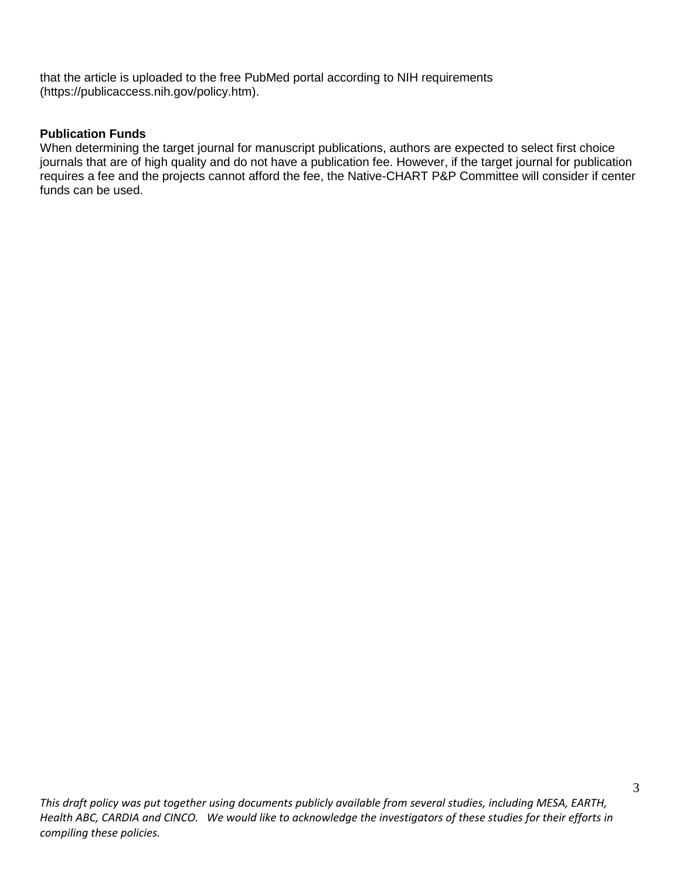that the article is uploaded to the free PubMed portal according to NIH requirements (https://publicaccess.nih.gov/policy.htm).

**Publication Funds**

When determining the target journal for manuscript publications, authors are expected to select first choice journals that are of high quality and do not have a publication fee. However, if the target journal for publication requires a fee and the projects cannot afford the fee, the Native-CHART P&P Committee will consider if center funds can be used.